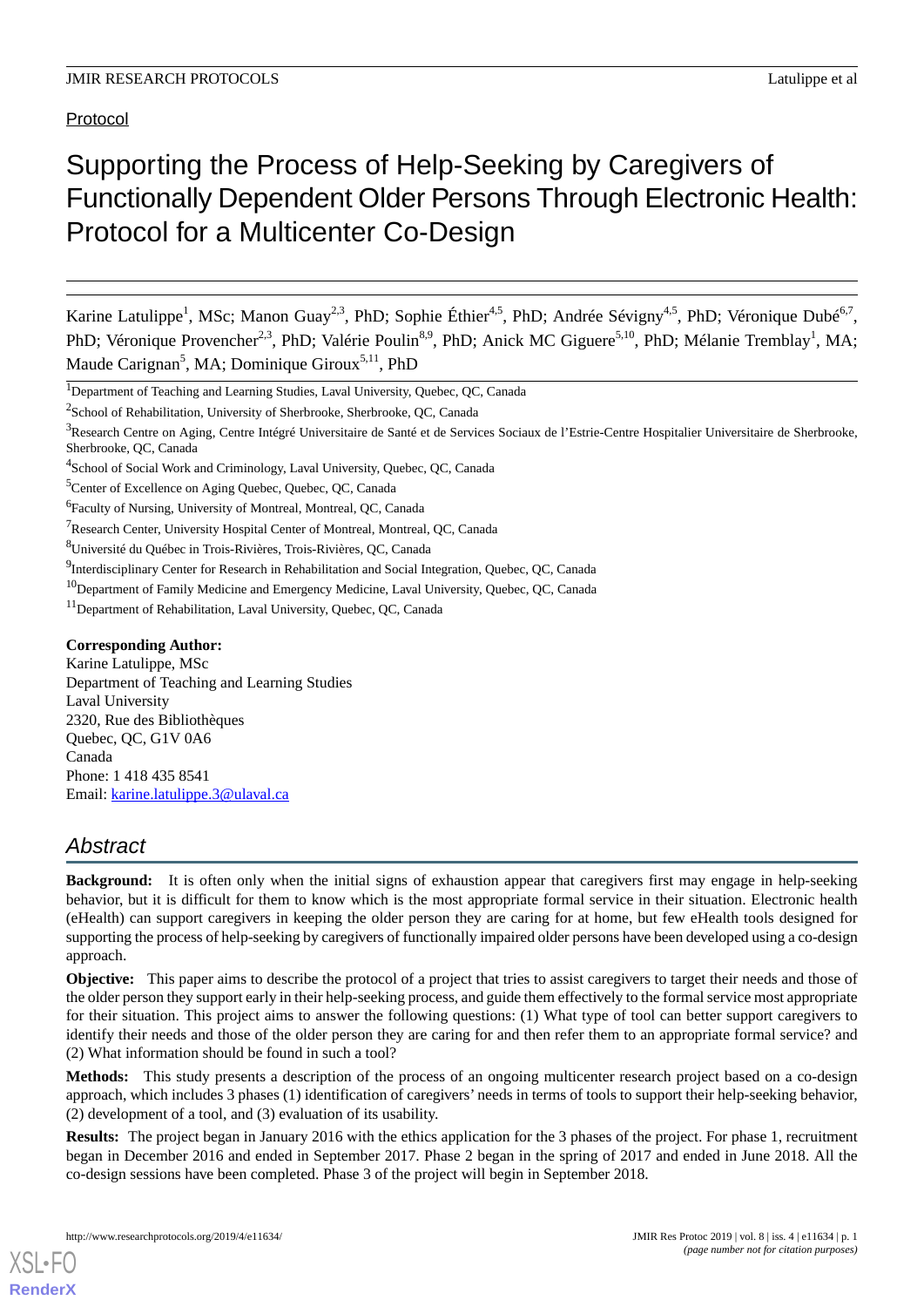Protocol

# Supporting the Process of Help-Seeking by Caregivers of Functionally Dependent Older Persons Through Electronic Health: Protocol for a Multicenter Co-Design

Karine Latulippe[1], MSc; Manon Guay[2,3], PhD; Sophie Éthier[4,5], PhD; Andrée Sévigny[4,5], PhD; Véronique Dubé[6,7], PhD; Véronique Provencher[2,3], PhD; Valérie Poulin[8,9], PhD; Anick MC Giguere[5,10], PhD; Mélanie Tremblay[1], MA; Maude Carignan[5], MA; Dominique Giroux[5,11], PhD

[1]Department of Teaching and Learning Studies, Laval University, Quebec, QC, Canada

[2]School of Rehabilitation, University of Sherbrooke, Sherbrooke, QC, Canada

[3]Research Centre on Aging, Centre Intégré Universitaire de Santé et de Services Sociaux de l'Estrie-Centre Hospitalier Universitaire de Sherbrooke, Sherbrooke, QC, Canada

[4]School of Social Work and Criminology, Laval University, Quebec, QC, Canada

[5]Center of Excellence on Aging Quebec, Quebec, QC, Canada

[6]Faculty of Nursing, University of Montreal, Montreal, QC, Canada

[7]Research Center, University Hospital Center of Montreal, Montreal, QC, Canada

[8]Université du Québec in Trois-Rivières, Trois-Rivières, QC, Canada

[9]Interdisciplinary Center for Research in Rehabilitation and Social Integration, Quebec, QC, Canada

[10]Department of Family Medicine and Emergency Medicine, Laval University, Quebec, QC, Canada

[11]Department of Rehabilitation, Laval University, Quebec, QC, Canada

**Corresponding Author:**
Karine Latulippe, MSc
Department of Teaching and Learning Studies
Laval University
2320, Rue des Bibliothèques
Quebec, QC, G1V 0A6
Canada
Phone: 1 418 435 8541
Email: karine.latulippe.3@ulaval.ca

## Abstract

**Background:** It is often only when the initial signs of exhaustion appear that caregivers first may engage in help-seeking behavior, but it is difficult for them to know which is the most appropriate formal service in their situation. Electronic health (eHealth) can support caregivers in keeping the older person they are caring for at home, but few eHealth tools designed for supporting the process of help-seeking by caregivers of functionally impaired older persons have been developed using a co-design approach.

**Objective:** This paper aims to describe the protocol of a project that tries to assist caregivers to target their needs and those of the older person they support early in their help-seeking process, and guide them effectively to the formal service most appropriate for their situation. This project aims to answer the following questions: (1) What type of tool can better support caregivers to identify their needs and those of the older person they are caring for and then refer them to an appropriate formal service? and (2) What information should be found in such a tool?

**Methods:** This study presents a description of the process of an ongoing multicenter research project based on a co-design approach, which includes 3 phases (1) identification of caregivers' needs in terms of tools to support their help-seeking behavior, (2) development of a tool, and (3) evaluation of its usability.

**Results:** The project began in January 2016 with the ethics application for the 3 phases of the project. For phase 1, recruitment began in December 2016 and ended in September 2017. Phase 2 began in the spring of 2017 and ended in June 2018. All the co-design sessions have been completed. Phase 3 of the project will begin in September 2018.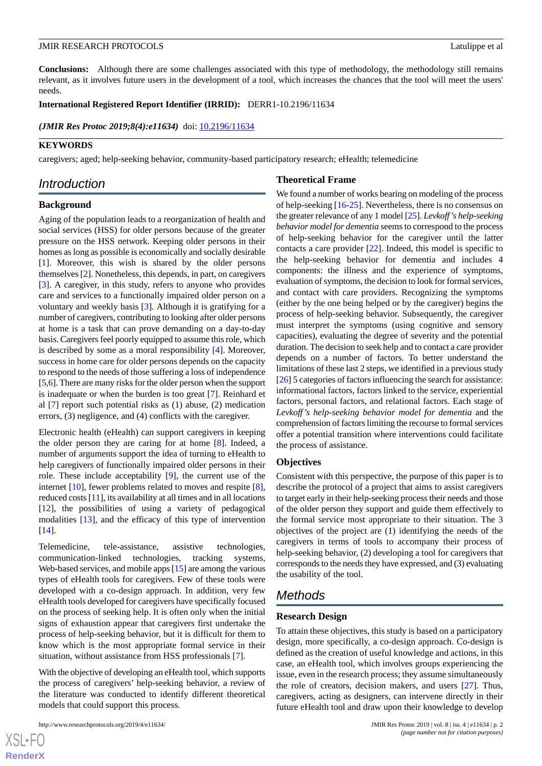**Conclusions:** Although there are some challenges associated with this type of methodology, the methodology still remains relevant, as it involves future users in the development of a tool, which increases the chances that the tool will meet the users' needs.

**International Registered Report Identifier (IRRID):** DERR1-10.2196/11634

***(JMIR Res Protoc 2019;8(4):e11634)*** doi: 10.2196/11634

**KEYWORDS**

caregivers; aged; help-seeking behavior, community-based participatory research; eHealth; telemedicine

## Introduction

### Background

Aging of the population leads to a reorganization of health and social services (HSS) for older persons because of the greater pressure on the HSS network. Keeping older persons in their homes as long as possible is economically and socially desirable [1]. Moreover, this wish is shared by the older persons themselves [2]. Nonetheless, this depends, in part, on caregivers [3]. A caregiver, in this study, refers to anyone who provides care and services to a functionally impaired older person on a voluntary and weekly basis [3]. Although it is gratifying for a number of caregivers, contributing to looking after older persons at home is a task that can prove demanding on a day-to-day basis. Caregivers feel poorly equipped to assume this role, which is described by some as a moral responsibility [4]. Moreover, success in home care for older persons depends on the capacity to respond to the needs of those suffering a loss of independence [5,6]. There are many risks for the older person when the support is inadequate or when the burden is too great [7]. Reinhard et al [7] report such potential risks as (1) abuse, (2) medication errors, (3) negligence, and (4) conflicts with the caregiver.

Electronic health (eHealth) can support caregivers in keeping the older person they are caring for at home [8]. Indeed, a number of arguments support the idea of turning to eHealth to help caregivers of functionally impaired older persons in their role. These include acceptability [9], the current use of the internet [10], fewer problems related to moves and respite [8], reduced costs [11], its availability at all times and in all locations [12], the possibilities of using a variety of pedagogical modalities [13], and the efficacy of this type of intervention [14].

Telemedicine, tele-assistance, assistive technologies, communication-linked technologies, tracking systems, Web-based services, and mobile apps [15] are among the various types of eHealth tools for caregivers. Few of these tools were developed with a co-design approach. In addition, very few eHealth tools developed for caregivers have specifically focused on the process of seeking help. It is often only when the initial signs of exhaustion appear that caregivers first undertake the process of help-seeking behavior, but it is difficult for them to know which is the most appropriate formal service in their situation, without assistance from HSS professionals [7].

With the objective of developing an eHealth tool, which supports the process of caregivers' help-seeking behavior, a review of the literature was conducted to identify different theoretical models that could support this process.

### Theoretical Frame

We found a number of works bearing on modeling of the process of help-seeking [16-25]. Nevertheless, there is no consensus on the greater relevance of any 1 model [25]. *Levkoff's help-seeking behavior model for dementia* seems to correspond to the process of help-seeking behavior for the caregiver until the latter contacts a care provider [22]. Indeed, this model is specific to the help-seeking behavior for dementia and includes 4 components: the illness and the experience of symptoms, evaluation of symptoms, the decision to look for formal services, and contact with care providers. Recognizing the symptoms (either by the one being helped or by the caregiver) begins the process of help-seeking behavior. Subsequently, the caregiver must interpret the symptoms (using cognitive and sensory capacities), evaluating the degree of severity and the potential duration. The decision to seek help and to contact a care provider depends on a number of factors. To better understand the limitations of these last 2 steps, we identified in a previous study [26] 5 categories of factors influencing the search for assistance: informational factors, factors linked to the service, experiential factors, personal factors, and relational factors. Each stage of *Levkoff's help-seeking behavior model for dementia* and the comprehension of factors limiting the recourse to formal services offer a potential transition where interventions could facilitate the process of assistance.

### Objectives

Consistent with this perspective, the purpose of this paper is to describe the protocol of a project that aims to assist caregivers to target early in their help-seeking process their needs and those of the older person they support and guide them effectively to the formal service most appropriate to their situation. The 3 objectives of the project are (1) identifying the needs of the caregivers in terms of tools to accompany their process of help-seeking behavior, (2) developing a tool for caregivers that corresponds to the needs they have expressed, and (3) evaluating the usability of the tool.

## Methods

### Research Design

To attain these objectives, this study is based on a participatory design, more specifically, a co-design approach. Co-design is defined as the creation of useful knowledge and actions, in this case, an eHealth tool, which involves groups experiencing the issue, even in the research process; they assume simultaneously the role of creators, decision makers, and users [27]. Thus, caregivers, acting as designers, can intervene directly in their future eHealth tool and draw upon their knowledge to develop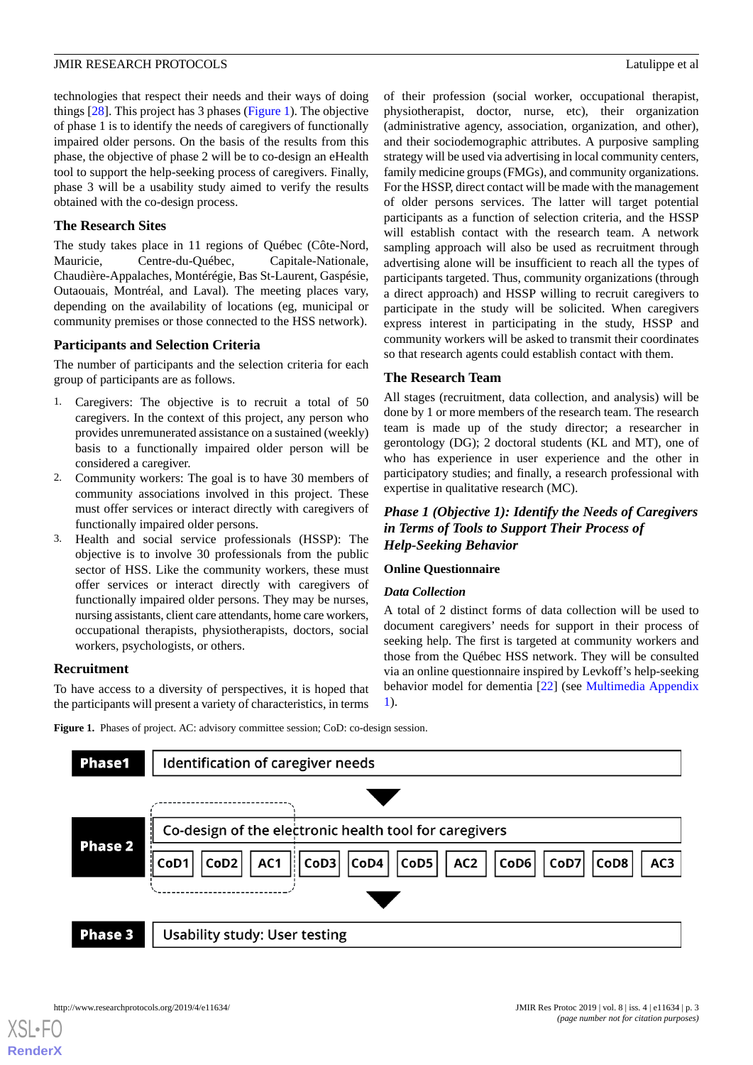technologies that respect their needs and their ways of doing things [28]. This project has 3 phases (Figure 1). The objective of phase 1 is to identify the needs of caregivers of functionally impaired older persons. On the basis of the results from this phase, the objective of phase 2 will be to co-design an eHealth tool to support the help-seeking process of caregivers. Finally, phase 3 will be a usability study aimed to verify the results obtained with the co-design process.

### The Research Sites

The study takes place in 11 regions of Québec (Côte-Nord, Mauricie, Centre-du-Québec, Capitale-Nationale, Chaudière-Appalaches, Montérégie, Bas St-Laurent, Gaspésie, Outaouais, Montréal, and Laval). The meeting places vary, depending on the availability of locations (eg, municipal or community premises or those connected to the HSS network).

### Participants and Selection Criteria

The number of participants and the selection criteria for each group of participants are as follows.

1. Caregivers: The objective is to recruit a total of 50 caregivers. In the context of this project, any person who provides unremunerated assistance on a sustained (weekly) basis to a functionally impaired older person will be considered a caregiver.
2. Community workers: The goal is to have 30 members of community associations involved in this project. These must offer services or interact directly with caregivers of functionally impaired older persons.
3. Health and social service professionals (HSSP): The objective is to involve 30 professionals from the public sector of HSS. Like the community workers, these must offer services or interact directly with caregivers of functionally impaired older persons. They may be nurses, nursing assistants, client care attendants, home care workers, occupational therapists, physiotherapists, doctors, social workers, psychologists, or others.

### Recruitment

To have access to a diversity of perspectives, it is hoped that the participants will present a variety of characteristics, in terms of their profession (social worker, occupational therapist, physiotherapist, doctor, nurse, etc), their organization (administrative agency, association, organization, and other), and their sociodemographic attributes. A purposive sampling strategy will be used via advertising in local community centers, family medicine groups (FMGs), and community organizations. For the HSSP, direct contact will be made with the management of older persons services. The latter will target potential participants as a function of selection criteria, and the HSSP will establish contact with the research team. A network sampling approach will also be used as recruitment through advertising alone will be insufficient to reach all the types of participants targeted. Thus, community organizations (through a direct approach) and HSSP willing to recruit caregivers to participate in the study will be solicited. When caregivers express interest in participating in the study, HSSP and community workers will be asked to transmit their coordinates so that research agents could establish contact with them.

### The Research Team

All stages (recruitment, data collection, and analysis) will be done by 1 or more members of the research team. The research team is made up of the study director; a researcher in gerontology (DG); 2 doctoral students (KL and MT), one of who has experience in user experience and the other in participatory studies; and finally, a research professional with expertise in qualitative research (MC).

### *Phase 1 (Objective 1): Identify the Needs of Caregivers in Terms of Tools to Support Their Process of Help-Seeking Behavior*

#### Online Questionnaire

##### *Data Collection*

A total of 2 distinct forms of data collection will be used to document caregivers' needs for support in their process of seeking help. The first is targeted at community workers and those from the Québec HSS network. They will be consulted via an online questionnaire inspired by Levkoff's help-seeking behavior model for dementia [22] (see Multimedia Appendix 1).

**Figure 1.** Phases of project. AC: advisory committee session; CoD: co-design session.

| Phase1 | Identification of caregiver needs |
|---|---|
| Phase 2 | Co-design of the electronic health tool for caregivers: CoD1, CoD2, AC1, CoD3, CoD4, CoD5, AC2, CoD6, CoD7, CoD8, AC3 |
| Phase 3 | Usability study: User testing |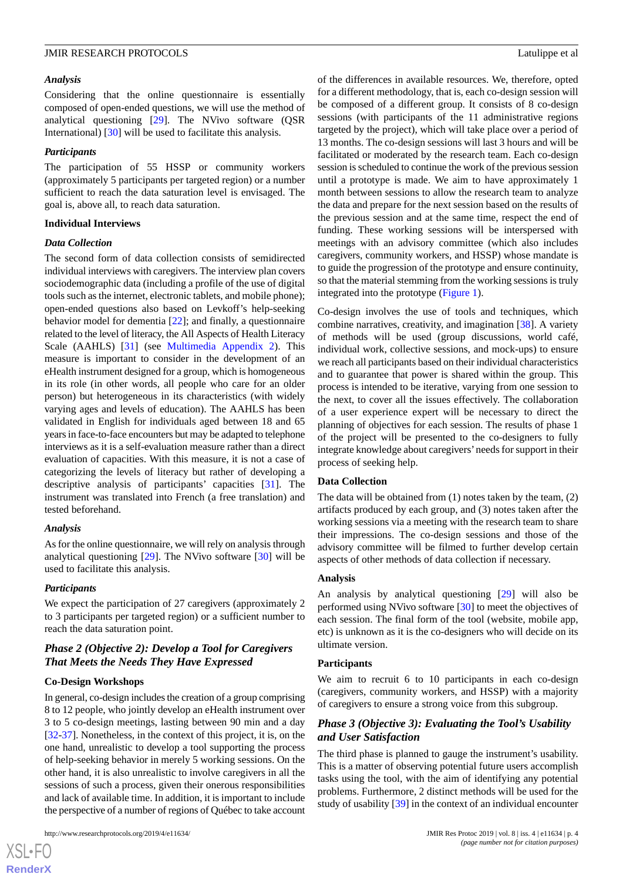#### *Analysis*

Considering that the online questionnaire is essentially composed of open-ended questions, we will use the method of analytical questioning [29]. The NVivo software (QSR International) [30] will be used to facilitate this analysis.

#### *Participants*

The participation of 55 HSSP or community workers (approximately 5 participants per targeted region) or a number sufficient to reach the data saturation level is envisaged. The goal is, above all, to reach data saturation.

### Individual Interviews

#### *Data Collection*

The second form of data collection consists of semidirected individual interviews with caregivers. The interview plan covers sociodemographic data (including a profile of the use of digital tools such as the internet, electronic tablets, and mobile phone); open-ended questions also based on Levkoff's help-seeking behavior model for dementia [22]; and finally, a questionnaire related to the level of literacy, the All Aspects of Health Literacy Scale (AAHLS) [31] (see Multimedia Appendix 2). This measure is important to consider in the development of an eHealth instrument designed for a group, which is homogeneous in its role (in other words, all people who care for an older person) but heterogeneous in its characteristics (with widely varying ages and levels of education). The AAHLS has been validated in English for individuals aged between 18 and 65 years in face-to-face encounters but may be adapted to telephone interviews as it is a self-evaluation measure rather than a direct evaluation of capacities. With this measure, it is not a case of categorizing the levels of literacy but rather of developing a descriptive analysis of participants' capacities [31]. The instrument was translated into French (a free translation) and tested beforehand.

#### *Analysis*

As for the online questionnaire, we will rely on analysis through analytical questioning [29]. The NVivo software [30] will be used to facilitate this analysis.

#### *Participants*

We expect the participation of 27 caregivers (approximately 2 to 3 participants per targeted region) or a sufficient number to reach the data saturation point.

## *Phase 2 (Objective 2): Develop a Tool for Caregivers That Meets the Needs They Have Expressed*

### Co-Design Workshops

In general, co-design includes the creation of a group comprising 8 to 12 people, who jointly develop an eHealth instrument over 3 to 5 co-design meetings, lasting between 90 min and a day [32-37]. Nonetheless, in the context of this project, it is, on the one hand, unrealistic to develop a tool supporting the process of help-seeking behavior in merely 5 working sessions. On the other hand, it is also unrealistic to involve caregivers in all the sessions of such a process, given their onerous responsibilities and lack of available time. In addition, it is important to include the perspective of a number of regions of Québec to take account of the differences in available resources. We, therefore, opted for a different methodology, that is, each co-design session will be composed of a different group. It consists of 8 co-design sessions (with participants of the 11 administrative regions targeted by the project), which will take place over a period of 13 months. The co-design sessions will last 3 hours and will be facilitated or moderated by the research team. Each co-design session is scheduled to continue the work of the previous session until a prototype is made. We aim to have approximately 1 month between sessions to allow the research team to analyze the data and prepare for the next session based on the results of the previous session and at the same time, respect the end of funding. These working sessions will be interspersed with meetings with an advisory committee (which also includes caregivers, community workers, and HSSP) whose mandate is to guide the progression of the prototype and ensure continuity, so that the material stemming from the working sessions is truly integrated into the prototype (Figure 1).

Co-design involves the use of tools and techniques, which combine narratives, creativity, and imagination [38]. A variety of methods will be used (group discussions, world café, individual work, collective sessions, and mock-ups) to ensure we reach all participants based on their individual characteristics and to guarantee that power is shared within the group. This process is intended to be iterative, varying from one session to the next, to cover all the issues effectively. The collaboration of a user experience expert will be necessary to direct the planning of objectives for each session. The results of phase 1 of the project will be presented to the co-designers to fully integrate knowledge about caregivers' needs for support in their process of seeking help.

### Data Collection

The data will be obtained from (1) notes taken by the team, (2) artifacts produced by each group, and (3) notes taken after the working sessions via a meeting with the research team to share their impressions. The co-design sessions and those of the advisory committee will be filmed to further develop certain aspects of other methods of data collection if necessary.

### Analysis

An analysis by analytical questioning [29] will also be performed using NVivo software [30] to meet the objectives of each session. The final form of the tool (website, mobile app, etc) is unknown as it is the co-designers who will decide on its ultimate version.

### Participants

We aim to recruit 6 to 10 participants in each co-design session (caregivers, community workers, and HSSP) with a majority of caregivers to ensure a strong voice from this subgroup.

## *Phase 3 (Objective 3): Evaluating the Tool's Usability and User Satisfaction*

The third phase is planned to gauge the instrument's usability. This is a matter of observing potential future users accomplish tasks using the tool, with the aim of identifying any potential problems. Furthermore, 2 distinct methods will be used for the study of usability [39] in the context of an individual encounter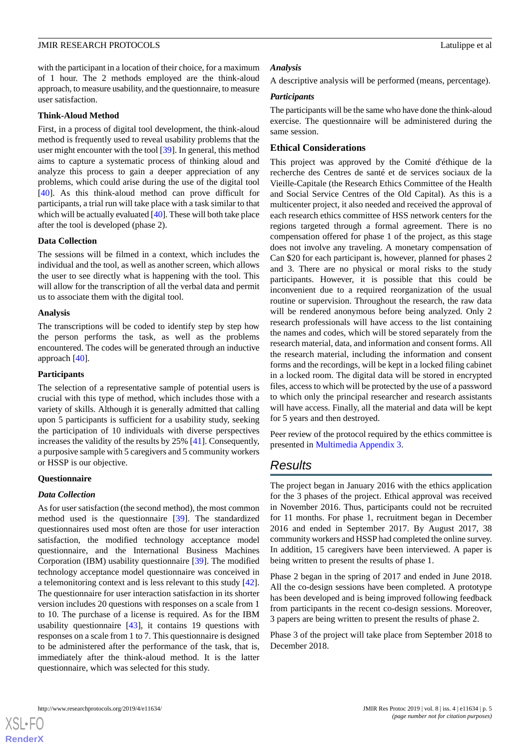with the participant in a location of their choice, for a maximum of 1 hour. The 2 methods employed are the think-aloud approach, to measure usability, and the questionnaire, to measure user satisfaction.

#### Think-Aloud Method

First, in a process of digital tool development, the think-aloud method is frequently used to reveal usability problems that the user might encounter with the tool [39]. In general, this method aims to capture a systematic process of thinking aloud and analyze this process to gain a deeper appreciation of any problems, which could arise during the use of the digital tool [40]. As this think-aloud method can prove difficult for participants, a trial run will take place with a task similar to that which will be actually evaluated [40]. These will both take place after the tool is developed (phase 2).

#### Data Collection

The sessions will be filmed in a context, which includes the individual and the tool, as well as another screen, which allows the user to see directly what is happening with the tool. This will allow for the transcription of all the verbal data and permit us to associate them with the digital tool.

#### Analysis

The transcriptions will be coded to identify step by step how the person performs the task, as well as the problems encountered. The codes will be generated through an inductive approach [40].

#### Participants

The selection of a representative sample of potential users is crucial with this type of method, which includes those with a variety of skills. Although it is generally admitted that calling upon 5 participants is sufficient for a usability study, seeking the participation of 10 individuals with diverse perspectives increases the validity of the results by 25% [41]. Consequently, a purposive sample with 5 caregivers and 5 community workers or HSSP is our objective.

#### Questionnaire

##### *Data Collection*

As for user satisfaction (the second method), the most common method used is the questionnaire [39]. The standardized questionnaires used most often are those for user interaction satisfaction, the modified technology acceptance model questionnaire, and the International Business Machines Corporation (IBM) usability questionnaire [39]. The modified technology acceptance model questionnaire was conceived in a telemonitoring context and is less relevant to this study [42]. The questionnaire for user interaction satisfaction in its shorter version includes 20 questions with responses on a scale from 1 to 10. The purchase of a license is required. As for the IBM usability questionnaire [43], it contains 19 questions with responses on a scale from 1 to 7. This questionnaire is designed to be administered after the performance of the task, that is, immediately after the think-aloud method. It is the latter questionnaire, which was selected for this study.

##### *Analysis*

A descriptive analysis will be performed (means, percentage).

##### *Participants*

The participants will be the same who have done the think-aloud exercise. The questionnaire will be administered during the same session.

### Ethical Considerations

This project was approved by the Comité d'éthique de la recherche des Centres de santé et de services sociaux de la Vieille-Capitale (the Research Ethics Committee of the Health and Social Service Centres of the Old Capital). As this is a multicenter project, it also needed and received the approval of each research ethics committee of HSS network centers for the regions targeted through a formal agreement. There is no compensation offered for phase 1 of the project, as this stage does not involve any traveling. A monetary compensation of Can $20 for each participant is, however, planned for phases 2 and 3. There are no physical or moral risks to the study participants. However, it is possible that this could be inconvenient due to a required reorganization of the usual routine or supervision. Throughout the research, the raw data will be rendered anonymous before being analyzed. Only 2 research professionals will have access to the list containing the names and codes, which will be stored separately from the research material, data, and information and consent forms. All the research material, including the information and consent forms and the recordings, will be kept in a locked filing cabinet in a locked room. The digital data will be stored in encrypted files, access to which will be protected by the use of a password to which only the principal researcher and research assistants will have access. Finally, all the material and data will be kept for 5 years and then destroyed.

Peer review of the protocol required by the ethics committee is presented in Multimedia Appendix 3.

## Results

The project began in January 2016 with the ethics application for the 3 phases of the project. Ethical approval was received in November 2016. Thus, participants could not be recruited for 11 months. For phase 1, recruitment began in December 2016 and ended in September 2017. By August 2017, 38 community workers and HSSP had completed the online survey. In addition, 15 caregivers have been interviewed. A paper is being written to present the results of phase 1.

Phase 2 began in the spring of 2017 and ended in June 2018. All the co-design sessions have been completed. A prototype has been developed and is being improved following feedback from participants in the recent co-design sessions. Moreover, 3 papers are being written to present the results of phase 2.

Phase 3 of the project will take place from September 2018 to December 2018.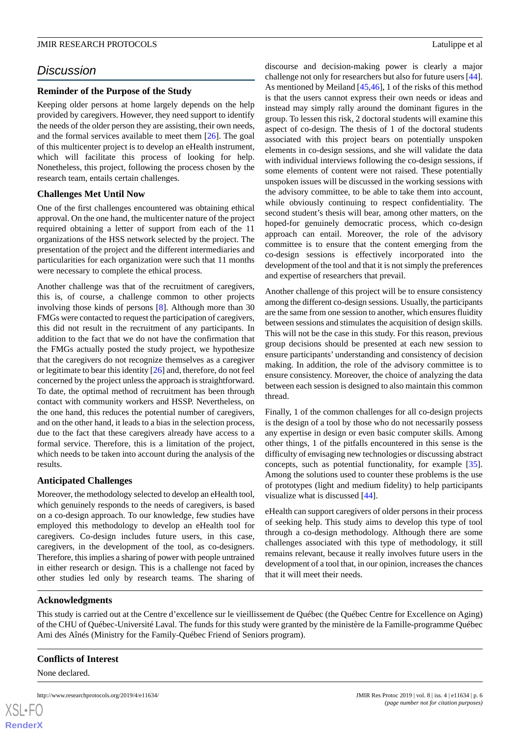## Discussion

### Reminder of the Purpose of the Study

Keeping older persons at home largely depends on the help provided by caregivers. However, they need support to identify the needs of the older person they are assisting, their own needs, and the formal services available to meet them [26]. The goal of this multicenter project is to develop an eHealth instrument, which will facilitate this process of looking for help. Nonetheless, this project, following the process chosen by the research team, entails certain challenges.

### Challenges Met Until Now

One of the first challenges encountered was obtaining ethical approval. On the one hand, the multicenter nature of the project required obtaining a letter of support from each of the 11 organizations of the HSS network selected by the project. The presentation of the project and the different intermediaries and particularities for each organization were such that 11 months were necessary to complete the ethical process.

Another challenge was that of the recruitment of caregivers, this is, of course, a challenge common to other projects involving those kinds of persons [8]. Although more than 30 FMGs were contacted to request the participation of caregivers, this did not result in the recruitment of any participants. In addition to the fact that we do not have the confirmation that the FMGs actually posted the study project, we hypothesize that the caregivers do not recognize themselves as a caregiver or legitimate to bear this identity [26] and, therefore, do not feel concerned by the project unless the approach is straightforward. To date, the optimal method of recruitment has been through contact with community workers and HSSP. Nevertheless, on the one hand, this reduces the potential number of caregivers, and on the other hand, it leads to a bias in the selection process, due to the fact that these caregivers already have access to a formal service. Therefore, this is a limitation of the project, which needs to be taken into account during the analysis of the results.

### Anticipated Challenges

Moreover, the methodology selected to develop an eHealth tool, which genuinely responds to the needs of caregivers, is based on a co-design approach. To our knowledge, few studies have employed this methodology to develop an eHealth tool for caregivers. Co-design includes future users, in this case, caregivers, in the development of the tool, as co-designers. Therefore, this implies a sharing of power with people untrained in either research or design. This is a challenge not faced by other studies led only by research teams. The sharing of discourse and decision-making power is clearly a major challenge not only for researchers but also for future users [44]. As mentioned by Meiland [45,46], 1 of the risks of this method is that the users cannot express their own needs or ideas and instead may simply rally around the dominant figures in the group. To lessen this risk, 2 doctoral students will examine this aspect of co-design. The thesis of 1 of the doctoral students associated with this project bears on potentially unspoken elements in co-design sessions, and she will validate the data with individual interviews following the co-design sessions, if some elements of content were not raised. These potentially unspoken issues will be discussed in the working sessions with the advisory committee, to be able to take them into account, while obviously continuing to respect confidentiality. The second student's thesis will bear, among other matters, on the hoped-for genuinely democratic process, which co-design approach can entail. Moreover, the role of the advisory committee is to ensure that the content emerging from the co-design sessions is effectively incorporated into the development of the tool and that it is not simply the preferences and expertise of researchers that prevail.

Another challenge of this project will be to ensure consistency among the different co-design sessions. Usually, the participants are the same from one session to another, which ensures fluidity between sessions and stimulates the acquisition of design skills. This will not be the case in this study. For this reason, previous group decisions should be presented at each new session to ensure participants' understanding and consistency of decision making. In addition, the role of the advisory committee is to ensure consistency. Moreover, the choice of analyzing the data between each session is designed to also maintain this common thread.

Finally, 1 of the common challenges for all co-design projects is the design of a tool by those who do not necessarily possess any expertise in design or even basic computer skills. Among other things, 1 of the pitfalls encountered in this sense is the difficulty of envisaging new technologies or discussing abstract concepts, such as potential functionality, for example [35]. Among the solutions used to counter these problems is the use of prototypes (light and medium fidelity) to help participants visualize what is discussed [44].

eHealth can support caregivers of older persons in their process of seeking help. This study aims to develop this type of tool through a co-design methodology. Although there are some challenges associated with this type of methodology, it still remains relevant, because it really involves future users in the development of a tool that, in our opinion, increases the chances that it will meet their needs.

### Acknowledgments

This study is carried out at the Centre d'excellence sur le vieillissement de Québec (the Québec Centre for Excellence on Aging) of the CHU of Québec-Université Laval. The funds for this study were granted by the ministère de la Famille-programme Québec Ami des Aînés (Ministry for the Family-Québec Friend of Seniors program).

### Conflicts of Interest

None declared.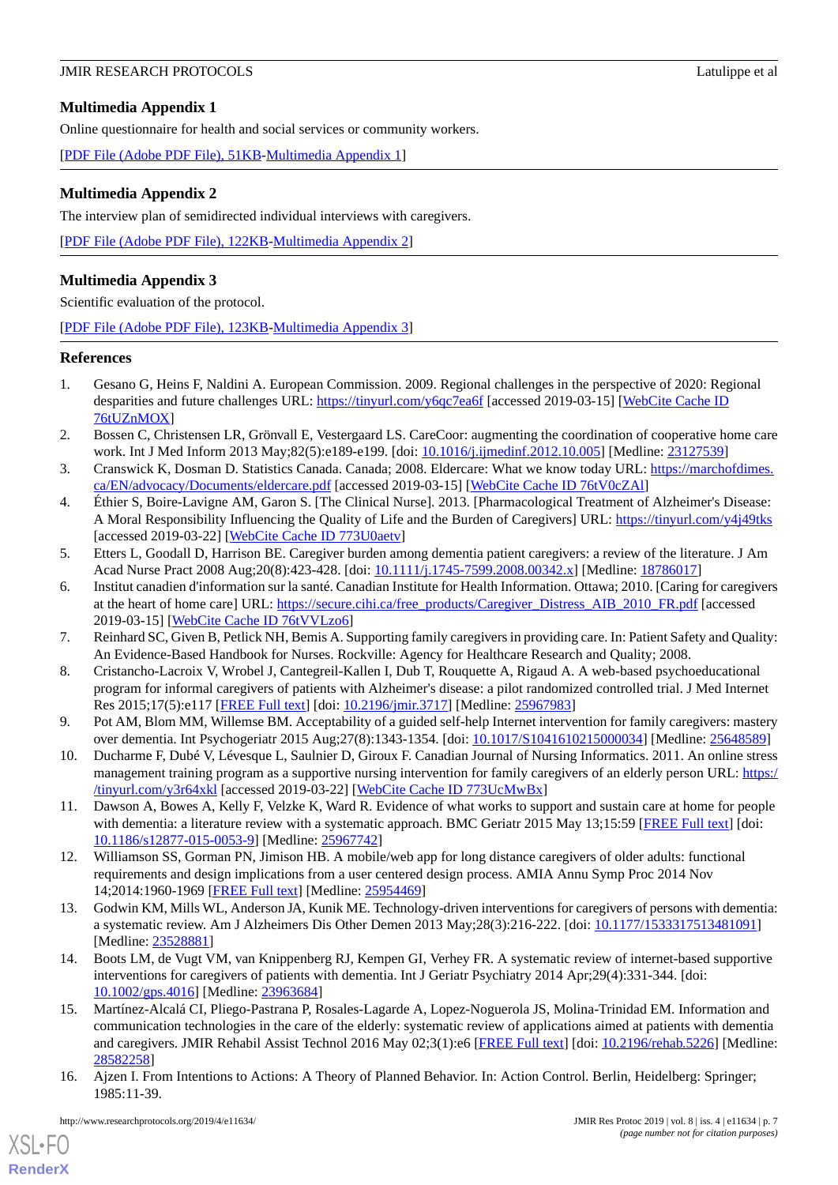## Multimedia Appendix 1

Online questionnaire for health and social services or community workers.

[PDF File (Adobe PDF File), 51KB-Multimedia Appendix 1]

## Multimedia Appendix 2

The interview plan of semidirected individual interviews with caregivers.

[PDF File (Adobe PDF File), 122KB-Multimedia Appendix 2]

## Multimedia Appendix 3

Scientific evaluation of the protocol.

[PDF File (Adobe PDF File), 123KB-Multimedia Appendix 3]

## References

1. Gesano G, Heins F, Naldini A. European Commission. 2009. Regional challenges in the perspective of 2020: Regional desparities and future challenges URL: https://tinyurl.com/y6qc7ea6f [accessed 2019-03-15] [WebCite Cache ID 76tUZnMOX]
2. Bossen C, Christensen LR, Grönvall E, Vestergaard LS. CareCoor: augmenting the coordination of cooperative home care work. Int J Med Inform 2013 May;82(5):e189-e199. [doi: 10.1016/j.ijmedinf.2012.10.005] [Medline: 23127539]
3. Cranswick K, Dosman D. Statistics Canada. Canada; 2008. Eldercare: What we know today URL: https://marchofdimes.ca/EN/advocacy/Documents/eldercare.pdf [accessed 2019-03-15] [WebCite Cache ID 76tV0cZAl]
4. Éthier S, Boire-Lavigne AM, Garon S. [The Clinical Nurse]. 2013. [Pharmacological Treatment of Alzheimer's Disease: A Moral Responsibility Influencing the Quality of Life and the Burden of Caregivers] URL: https://tinyurl.com/y4j49tks [accessed 2019-03-22] [WebCite Cache ID 773U0aetv]
5. Etters L, Goodall D, Harrison BE. Caregiver burden among dementia patient caregivers: a review of the literature. J Am Acad Nurse Pract 2008 Aug;20(8):423-428. [doi: 10.1111/j.1745-7599.2008.00342.x] [Medline: 18786017]
6. Institut canadien d'information sur la santé. Canadian Institute for Health Information. Ottawa; 2010. [Caring for caregivers at the heart of home care] URL: https://secure.cihi.ca/free_products/Caregiver_Distress_AIB_2010_FR.pdf [accessed 2019-03-15] [WebCite Cache ID 76tVVLzo6]
7. Reinhard SC, Given B, Petlick NH, Bemis A. Supporting family caregivers in providing care. In: Patient Safety and Quality: An Evidence-Based Handbook for Nurses. Rockville: Agency for Healthcare Research and Quality; 2008.
8. Cristancho-Lacroix V, Wrobel J, Cantegreil-Kallen I, Dub T, Rouquette A, Rigaud A. A web-based psychoeducational program for informal caregivers of patients with Alzheimer's disease: a pilot randomized controlled trial. J Med Internet Res 2015;17(5):e117 [FREE Full text] [doi: 10.2196/jmir.3717] [Medline: 25967983]
9. Pot AM, Blom MM, Willemse BM. Acceptability of a guided self-help Internet intervention for family caregivers: mastery over dementia. Int Psychogeriatr 2015 Aug;27(8):1343-1354. [doi: 10.1017/S1041610215000034] [Medline: 25648589]
10. Ducharme F, Dubé V, Lévesque L, Saulnier D, Giroux F. Canadian Journal of Nursing Informatics. 2011. An online stress management training program as a supportive nursing intervention for family caregivers of an elderly person URL: https://tinyurl.com/y3r64xkl [accessed 2019-03-22] [WebCite Cache ID 773UcMwBx]
11. Dawson A, Bowes A, Kelly F, Velzke K, Ward R. Evidence of what works to support and sustain care at home for people with dementia: a literature review with a systematic approach. BMC Geriatr 2015 May 13;15:59 [FREE Full text] [doi: 10.1186/s12877-015-0053-9] [Medline: 25967742]
12. Williamson SS, Gorman PN, Jimison HB. A mobile/web app for long distance caregivers of older adults: functional requirements and design implications from a user centered design process. AMIA Annu Symp Proc 2014 Nov 14;2014:1960-1969 [FREE Full text] [Medline: 25954469]
13. Godwin KM, Mills WL, Anderson JA, Kunik ME. Technology-driven interventions for caregivers of persons with dementia: a systematic review. Am J Alzheimers Dis Other Demen 2013 May;28(3):216-222. [doi: 10.1177/1533317513481091] [Medline: 23528881]
14. Boots LM, de Vugt VM, van Knippenberg RJ, Kempen GI, Verhey FR. A systematic review of internet-based supportive interventions for caregivers of patients with dementia. Int J Geriatr Psychiatry 2014 Apr;29(4):331-344. [doi: 10.1002/gps.4016] [Medline: 23963684]
15. Martínez-Alcalá CI, Pliego-Pastrana P, Rosales-Lagarde A, Lopez-Noguerola JS, Molina-Trinidad EM. Information and communication technologies in the care of the elderly: systematic review of applications aimed at patients with dementia and caregivers. JMIR Rehabil Assist Technol 2016 May 02;3(1):e6 [FREE Full text] [doi: 10.2196/rehab.5226] [Medline: 28582258]
16. Ajzen I. From Intentions to Actions: A Theory of Planned Behavior. In: Action Control. Berlin, Heidelberg: Springer; 1985:11-39.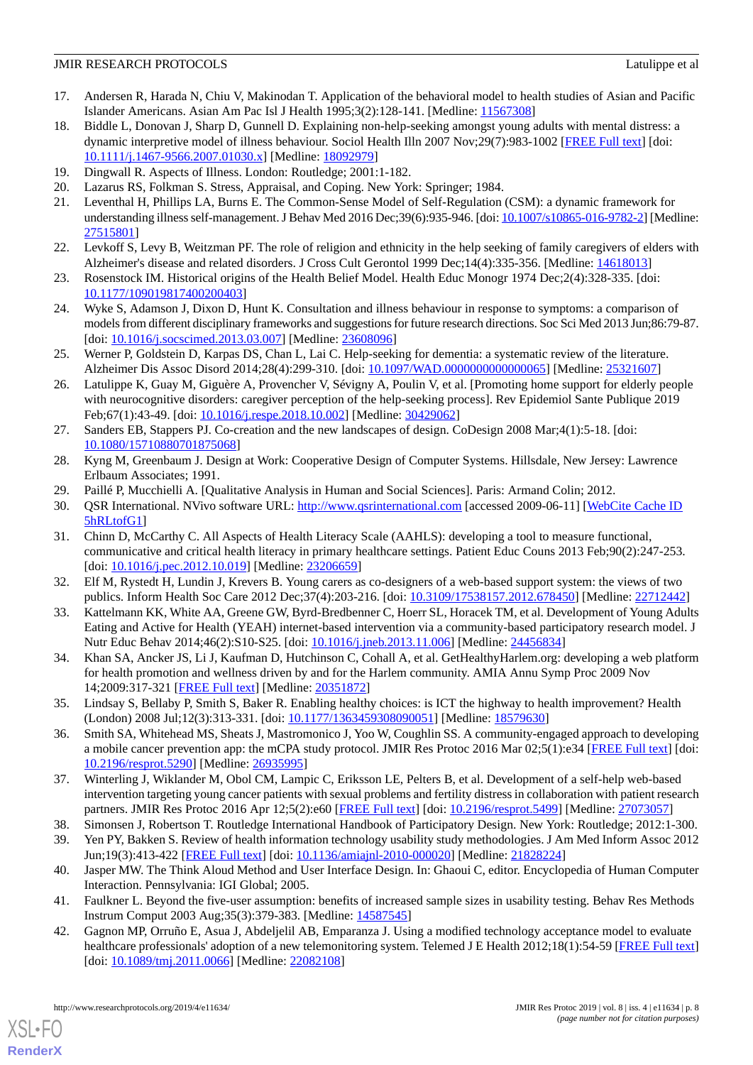17. Andersen R, Harada N, Chiu V, Makinodan T. Application of the behavioral model to health studies of Asian and Pacific Islander Americans. Asian Am Pac Isl J Health 1995;3(2):128-141. [Medline: 11567308]
18. Biddle L, Donovan J, Sharp D, Gunnell D. Explaining non-help-seeking amongst young adults with mental distress: a dynamic interpretive model of illness behaviour. Sociol Health Illn 2007 Nov;29(7):983-1002 [FREE Full text] [doi: 10.1111/j.1467-9566.2007.01030.x] [Medline: 18092979]
19. Dingwall R. Aspects of Illness. London: Routledge; 2001:1-182.
20. Lazarus RS, Folkman S. Stress, Appraisal, and Coping. New York: Springer; 1984.
21. Leventhal H, Phillips LA, Burns E. The Common-Sense Model of Self-Regulation (CSM): a dynamic framework for understanding illness self-management. J Behav Med 2016 Dec;39(6):935-946. [doi: 10.1007/s10865-016-9782-2] [Medline: 27515801]
22. Levkoff S, Levy B, Weitzman PF. The role of religion and ethnicity in the help seeking of family caregivers of elders with Alzheimer's disease and related disorders. J Cross Cult Gerontol 1999 Dec;14(4):335-356. [Medline: 14618013]
23. Rosenstock IM. Historical origins of the Health Belief Model. Health Educ Monogr 1974 Dec;2(4):328-335. [doi: 10.1177/109019817400200403]
24. Wyke S, Adamson J, Dixon D, Hunt K. Consultation and illness behaviour in response to symptoms: a comparison of models from different disciplinary frameworks and suggestions for future research directions. Soc Sci Med 2013 Jun;86:79-87. [doi: 10.1016/j.socscimed.2013.03.007] [Medline: 23608096]
25. Werner P, Goldstein D, Karpas DS, Chan L, Lai C. Help-seeking for dementia: a systematic review of the literature. Alzheimer Dis Assoc Disord 2014;28(4):299-310. [doi: 10.1097/WAD.0000000000000065] [Medline: 25321607]
26. Latulippe K, Guay M, Giguère A, Provencher V, Sévigny A, Poulin V, et al. [Promoting home support for elderly people with neurocognitive disorders: caregiver perception of the help-seeking process]. Rev Epidemiol Sante Publique 2019 Feb;67(1):43-49. [doi: 10.1016/j.respe.2018.10.002] [Medline: 30429062]
27. Sanders EB, Stappers PJ. Co-creation and the new landscapes of design. CoDesign 2008 Mar;4(1):5-18. [doi: 10.1080/15710880701875068]
28. Kyng M, Greenbaum J. Design at Work: Cooperative Design of Computer Systems. Hillsdale, New Jersey: Lawrence Erlbaum Associates; 1991.
29. Paillé P, Mucchielli A. [Qualitative Analysis in Human and Social Sciences]. Paris: Armand Colin; 2012.
30. QSR International. NVivo software URL: http://www.qsrinternational.com [accessed 2009-06-11] [WebCite Cache ID 5hRLtofG1]
31. Chinn D, McCarthy C. All Aspects of Health Literacy Scale (AAHLS): developing a tool to measure functional, communicative and critical health literacy in primary healthcare settings. Patient Educ Couns 2013 Feb;90(2):247-253. [doi: 10.1016/j.pec.2012.10.019] [Medline: 23206659]
32. Elf M, Rystedt H, Lundin J, Krevers B. Young carers as co-designers of a web-based support system: the views of two publics. Inform Health Soc Care 2012 Dec;37(4):203-216. [doi: 10.3109/17538157.2012.678450] [Medline: 22712442]
33. Kattelmann KK, White AA, Greene GW, Byrd-Bredbenner C, Hoerr SL, Horacek TM, et al. Development of Young Adults Eating and Active for Health (YEAH) internet-based intervention via a community-based participatory research model. J Nutr Educ Behav 2014;46(2):S10-S25. [doi: 10.1016/j.jneb.2013.11.006] [Medline: 24456834]
34. Khan SA, Ancker JS, Li J, Kaufman D, Hutchinson C, Cohall A, et al. GetHealthyHarlem.org: developing a web platform for health promotion and wellness driven by and for the Harlem community. AMIA Annu Symp Proc 2009 Nov 14;2009:317-321 [FREE Full text] [Medline: 20351872]
35. Lindsay S, Bellaby P, Smith S, Baker R. Enabling healthy choices: is ICT the highway to health improvement? Health (London) 2008 Jul;12(3):313-331. [doi: 10.1177/1363459308090051] [Medline: 18579630]
36. Smith SA, Whitehead MS, Sheats J, Mastromonico J, Yoo W, Coughlin SS. A community-engaged approach to developing a mobile cancer prevention app: the mCPA study protocol. JMIR Res Protoc 2016 Mar 02;5(1):e34 [FREE Full text] [doi: 10.2196/resprot.5290] [Medline: 26935995]
37. Winterling J, Wiklander M, Obol CM, Lampic C, Eriksson LE, Pelters B, et al. Development of a self-help web-based intervention targeting young cancer patients with sexual problems and fertility distress in collaboration with patient research partners. JMIR Res Protoc 2016 Apr 12;5(2):e60 [FREE Full text] [doi: 10.2196/resprot.5499] [Medline: 27073057]
38. Simonsen J, Robertson T. Routledge International Handbook of Participatory Design. New York: Routledge; 2012:1-300.
39. Yen PY, Bakken S. Review of health information technology usability study methodologies. J Am Med Inform Assoc 2012 Jun;19(3):413-422 [FREE Full text] [doi: 10.1136/amiajnl-2010-000020] [Medline: 21828224]
40. Jasper MW. The Think Aloud Method and User Interface Design. In: Ghaoui C, editor. Encyclopedia of Human Computer Interaction. Pennsylvania: IGI Global; 2005.
41. Faulkner L. Beyond the five-user assumption: benefits of increased sample sizes in usability testing. Behav Res Methods Instrum Comput 2003 Aug;35(3):379-383. [Medline: 14587545]
42. Gagnon MP, Orruño E, Asua J, Abdeljelil AB, Emparanza J. Using a modified technology acceptance model to evaluate healthcare professionals' adoption of a new telemonitoring system. Telemed J E Health 2012;18(1):54-59 [FREE Full text] [doi: 10.1089/tmj.2011.0066] [Medline: 22082108]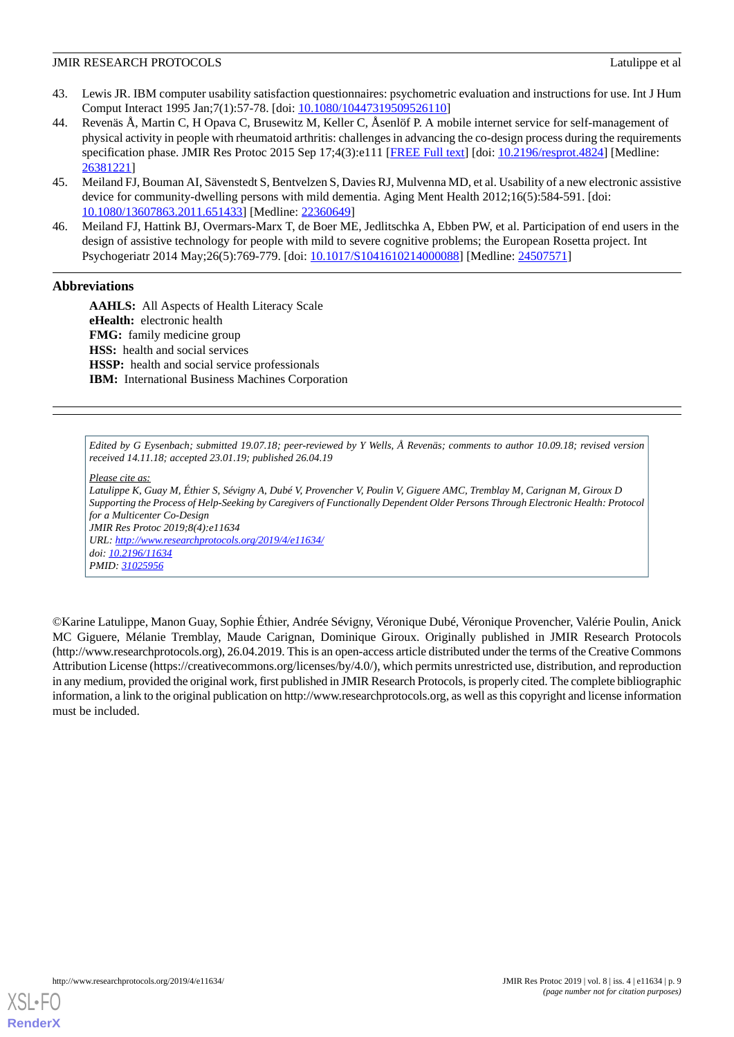43. Lewis JR. IBM computer usability satisfaction questionnaires: psychometric evaluation and instructions for use. Int J Hum Comput Interact 1995 Jan;7(1):57-78. [doi: 10.1080/10447319509526110]
44. Revenäs Å, Martin C, H Opava C, Brusewitz M, Keller C, Åsenlöf P. A mobile internet service for self-management of physical activity in people with rheumatoid arthritis: challenges in advancing the co-design process during the requirements specification phase. JMIR Res Protoc 2015 Sep 17;4(3):e111 [FREE Full text] [doi: 10.2196/resprot.4824] [Medline: 26381221]
45. Meiland FJ, Bouman AI, Sävenstedt S, Bentvelzen S, Davies RJ, Mulvenna MD, et al. Usability of a new electronic assistive device for community-dwelling persons with mild dementia. Aging Ment Health 2012;16(5):584-591. [doi: 10.1080/13607863.2011.651433] [Medline: 22360649]
46. Meiland FJ, Hattink BJ, Overmars-Marx T, de Boer ME, Jedlitschka A, Ebben PW, et al. Participation of end users in the design of assistive technology for people with mild to severe cognitive problems; the European Rosetta project. Int Psychogeriatr 2014 May;26(5):769-779. [doi: 10.1017/S1041610214000088] [Medline: 24507571]

## Abbreviations

**AAHLS:** All Aspects of Health Literacy Scale
**eHealth:** electronic health
**FMG:** family medicine group
**HSS:** health and social services
**HSSP:** health and social service professionals
**IBM:** International Business Machines Corporation

*Edited by G Eysenbach; submitted 19.07.18; peer-reviewed by Y Wells, Å Revenäs; comments to author 10.09.18; revised version received 14.11.18; accepted 23.01.19; published 26.04.19*

*Please cite as:*
*Latulippe K, Guay M, Éthier S, Sévigny A, Dubé V, Provencher V, Poulin V, Giguere AMC, Tremblay M, Carignan M, Giroux D*
*Supporting the Process of Help-Seeking by Caregivers of Functionally Dependent Older Persons Through Electronic Health: Protocol for a Multicenter Co-Design*
*JMIR Res Protoc 2019;8(4):e11634*
*URL: http://www.researchprotocols.org/2019/4/e11634/*
*doi: 10.2196/11634*
*PMID: 31025956*

©Karine Latulippe, Manon Guay, Sophie Éthier, Andrée Sévigny, Véronique Dubé, Véronique Provencher, Valérie Poulin, Anick MC Giguere, Mélanie Tremblay, Maude Carignan, Dominique Giroux. Originally published in JMIR Research Protocols (http://www.researchprotocols.org), 26.04.2019. This is an open-access article distributed under the terms of the Creative Commons Attribution License (https://creativecommons.org/licenses/by/4.0/), which permits unrestricted use, distribution, and reproduction in any medium, provided the original work, first published in JMIR Research Protocols, is properly cited. The complete bibliographic information, a link to the original publication on http://www.researchprotocols.org, as well as this copyright and license information must be included.